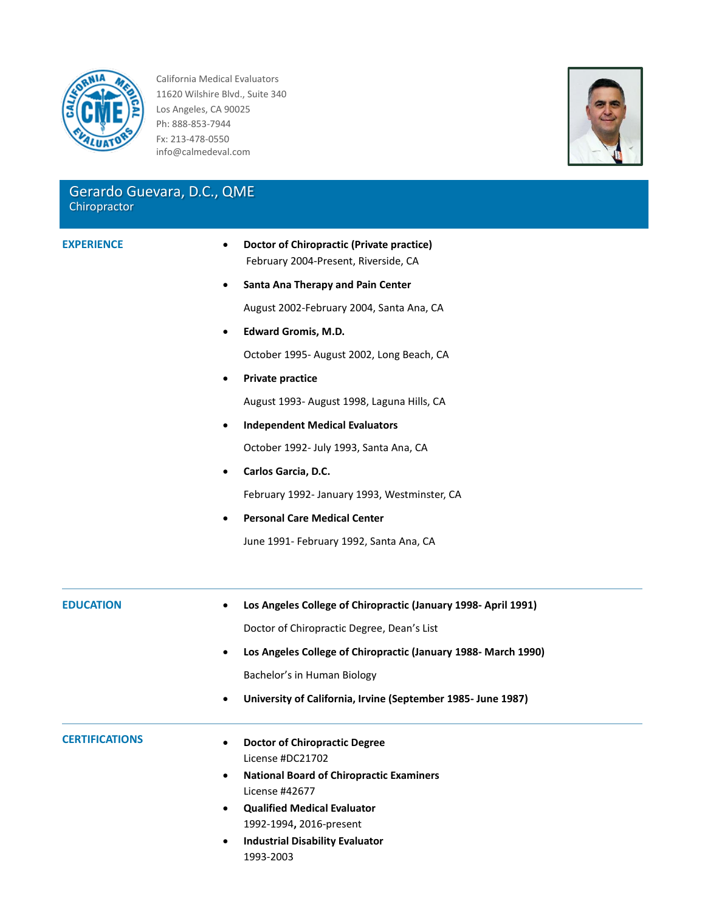California Medical Evaluators
11620 Wilshire Blvd., Suite 340
Los Angeles, CA 90025
Ph: 888-853-7944
Fx: 213-478-0550
info@calmedeval.com

# Gerardo Guevara, D.C., QME

Chiropractor

## EXPERIENCE

- **Doctor of Chiropractic (Private practice)**
  February 2004-Present, Riverside, CA
- **Santa Ana Therapy and Pain Center**
  August 2002-February 2004, Santa Ana, CA
- **Edward Gromis, M.D.**
  October 1995- August 2002, Long Beach, CA
- **Private practice**
  August 1993- August 1998, Laguna Hills, CA
- **Independent Medical Evaluators**
  October 1992- July 1993, Santa Ana, CA
- **Carlos Garcia, D.C.**
  February 1992- January 1993, Westminster, CA
- **Personal Care Medical Center**
  June 1991- February 1992, Santa Ana, CA

## EDUCATION

- **Los Angeles College of Chiropractic (January 1998- April 1991)**
  Doctor of Chiropractic Degree, Dean's List
- **Los Angeles College of Chiropractic (January 1988- March 1990)**
  Bachelor's in Human Biology
- **University of California, Irvine (September 1985- June 1987)**

## CERTIFICATIONS

- **Doctor of Chiropractic Degree**
  License #DC21702
- **National Board of Chiropractic Examiners**
  License #42677
- **Qualified Medical Evaluator**
  1992-1994**,** 2016-present
- **Industrial Disability Evaluator**
  1993-2003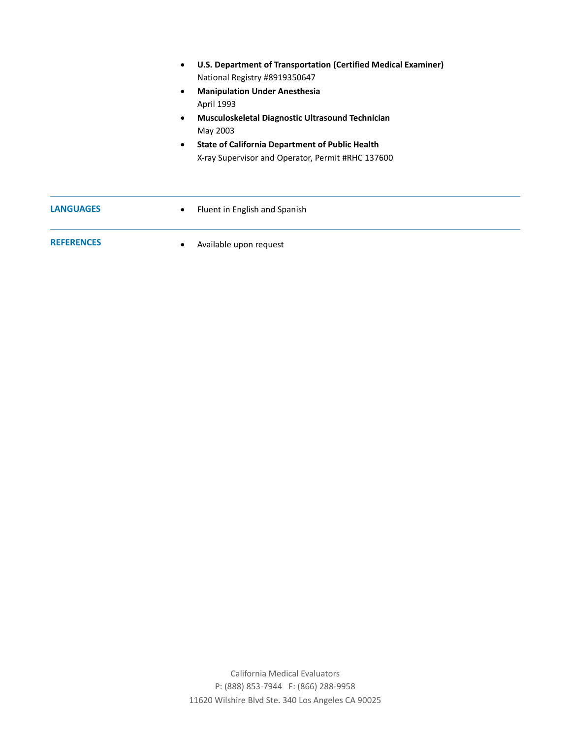- **U.S. Department of Transportation (Certified Medical Examiner)**
  National Registry #8919350647
- **Manipulation Under Anesthesia**
  April 1993
- **Musculoskeletal Diagnostic Ultrasound Technician**
  May 2003
- **State of California Department of Public Health**
  X-ray Supervisor and Operator, Permit #RHC 137600

---

**LANGUAGES**

- Fluent in English and Spanish

---

**REFERENCES**

- Available upon request

California Medical Evaluators
P: (888) 853-7944 F: (866) 288-9958
11620 Wilshire Blvd Ste. 340 Los Angeles CA 90025